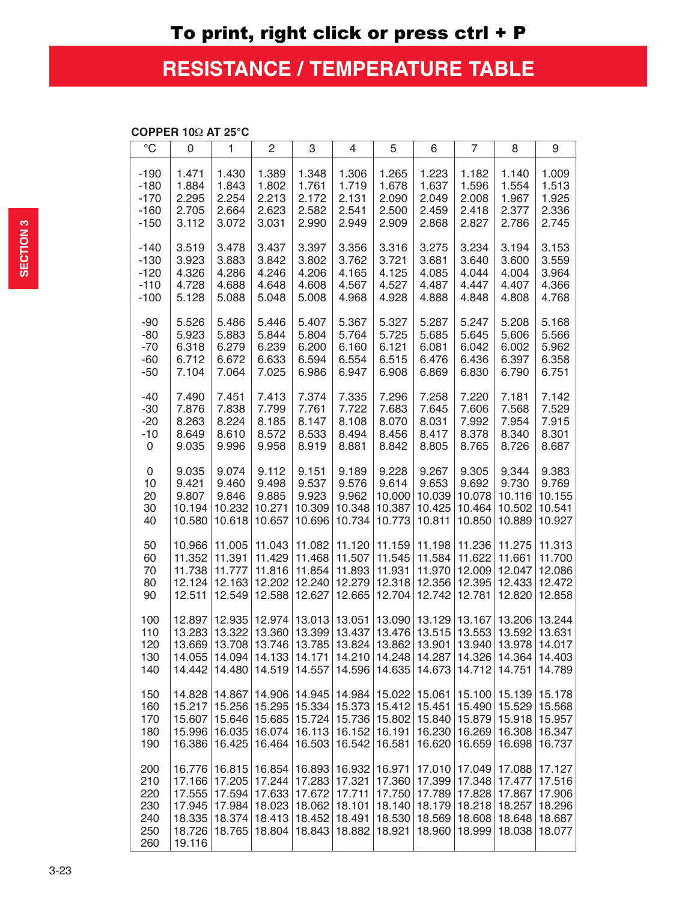# RESISTANCE / TEMPERATURE TABLE

**COPPER 10Ω AT 25°C**

| °C | 0 | 1 | 2 | 3 | 4 | 5 | 6 | 7 | 8 | 9 |
|---|---|---|---|---|---|---|---|---|---|---|
| -190 | 1.471 | 1.430 | 1.389 | 1.348 | 1.306 | 1.265 | 1.223 | 1.182 | 1.140 | 1.009 |
| -180 | 1.884 | 1.843 | 1.802 | 1.761 | 1.719 | 1.678 | 1.637 | 1.596 | 1.554 | 1.513 |
| -170 | 2.295 | 2.254 | 2.213 | 2.172 | 2.131 | 2.090 | 2.049 | 2.008 | 1.967 | 1.925 |
| -160 | 2.705 | 2.664 | 2.623 | 2.582 | 2.541 | 2.500 | 2.459 | 2.418 | 2.377 | 2.336 |
| -150 | 3.112 | 3.072 | 3.031 | 2.990 | 2.949 | 2.909 | 2.868 | 2.827 | 2.786 | 2.745 |
| -140 | 3.519 | 3.478 | 3.437 | 3.397 | 3.356 | 3.316 | 3.275 | 3.234 | 3.194 | 3.153 |
| -130 | 3.923 | 3.883 | 3.842 | 3.802 | 3.762 | 3.721 | 3.681 | 3.640 | 3.600 | 3.559 |
| -120 | 4.326 | 4.286 | 4.246 | 4.206 | 4.165 | 4.125 | 4.085 | 4.044 | 4.004 | 3.964 |
| -110 | 4.728 | 4.688 | 4.648 | 4.608 | 4.567 | 4.527 | 4.487 | 4.447 | 4.407 | 4.366 |
| -100 | 5.128 | 5.088 | 5.048 | 5.008 | 4.968 | 4.928 | 4.888 | 4.848 | 4.808 | 4.768 |
| -90 | 5.526 | 5.486 | 5.446 | 5.407 | 5.367 | 5.327 | 5.287 | 5.247 | 5.208 | 5.168 |
| -80 | 5.923 | 5.883 | 5.844 | 5.804 | 5.764 | 5.725 | 5.685 | 5.645 | 5.606 | 5.566 |
| -70 | 6.318 | 6.279 | 6.239 | 6.200 | 6.160 | 6.121 | 6.081 | 6.042 | 6.002 | 5.962 |
| -60 | 6.712 | 6.672 | 6.633 | 6.594 | 6.554 | 6.515 | 6.476 | 6.436 | 6.397 | 6.358 |
| -50 | 7.104 | 7.064 | 7.025 | 6.986 | 6.947 | 6.908 | 6.869 | 6.830 | 6.790 | 6.751 |
| -40 | 7.490 | 7.451 | 7.413 | 7.374 | 7.335 | 7.296 | 7.258 | 7.220 | 7.181 | 7.142 |
| -30 | 7.876 | 7.838 | 7.799 | 7.761 | 7.722 | 7.683 | 7.645 | 7.606 | 7.568 | 7.529 |
| -20 | 8.263 | 8.224 | 8.185 | 8.147 | 8.108 | 8.070 | 8.031 | 7.992 | 7.954 | 7.915 |
| -10 | 8.649 | 8.610 | 8.572 | 8.533 | 8.494 | 8.456 | 8.417 | 8.378 | 8.340 | 8.301 |
| 0 | 9.035 | 9.996 | 9.958 | 8.919 | 8.881 | 8.842 | 8.805 | 8.765 | 8.726 | 8.687 |
| 0 | 9.035 | 9.074 | 9.112 | 9.151 | 9.189 | 9.228 | 9.267 | 9.305 | 9.344 | 9.383 |
| 10 | 9.421 | 9.460 | 9.498 | 9.537 | 9.576 | 9.614 | 9.653 | 9.692 | 9.730 | 9.769 |
| 20 | 9.807 | 9.846 | 9.885 | 9.923 | 9.962 | 10.000 | 10.039 | 10.078 | 10.116 | 10.155 |
| 30 | 10.194 | 10.232 | 10.271 | 10.309 | 10.348 | 10.387 | 10.425 | 10.464 | 10.502 | 10.541 |
| 40 | 10.580 | 10.618 | 10.657 | 10.696 | 10.734 | 10.773 | 10.811 | 10.850 | 10.889 | 10.927 |
| 50 | 10.966 | 11.005 | 11.043 | 11.082 | 11.120 | 11.159 | 11.198 | 11.236 | 11.275 | 11.313 |
| 60 | 11.352 | 11.391 | 11.429 | 11.468 | 11.507 | 11.545 | 11.584 | 11.622 | 11.661 | 11.700 |
| 70 | 11.738 | 11.777 | 11.816 | 11.854 | 11.893 | 11.931 | 11.970 | 12.009 | 12.047 | 12.086 |
| 80 | 12.124 | 12.163 | 12.202 | 12.240 | 12.279 | 12.318 | 12.356 | 12.395 | 12.433 | 12.472 |
| 90 | 12.511 | 12.549 | 12.588 | 12.627 | 12.665 | 12.704 | 12.742 | 12.781 | 12.820 | 12.858 |
| 100 | 12.897 | 12.935 | 12.974 | 13.013 | 13.051 | 13.090 | 13.129 | 13.167 | 13.206 | 13.244 |
| 110 | 13.283 | 13.322 | 13.360 | 13.399 | 13.437 | 13.476 | 13.515 | 13.553 | 13.592 | 13.631 |
| 120 | 13.669 | 13.708 | 13.746 | 13.785 | 13.824 | 13.862 | 13.901 | 13.940 | 13.978 | 14.017 |
| 130 | 14.055 | 14.094 | 14.133 | 14.171 | 14.210 | 14.248 | 14.287 | 14.326 | 14.364 | 14.403 |
| 140 | 14.442 | 14.480 | 14.519 | 14.557 | 14.596 | 14.635 | 14.673 | 14.712 | 14.751 | 14.789 |
| 150 | 14.828 | 14.867 | 14.906 | 14.945 | 14.984 | 15.022 | 15.061 | 15.100 | 15.139 | 15.178 |
| 160 | 15.217 | 15.256 | 15.295 | 15.334 | 15.373 | 15.412 | 15.451 | 15.490 | 15.529 | 15.568 |
| 170 | 15.607 | 15.646 | 15.685 | 15.724 | 15.736 | 15.802 | 15.840 | 15.879 | 15.918 | 15.957 |
| 180 | 15.996 | 16.035 | 16.074 | 16.113 | 16.152 | 16.191 | 16.230 | 16.269 | 16.308 | 16.347 |
| 190 | 16.386 | 16.425 | 16.464 | 16.503 | 16.542 | 16.581 | 16.620 | 16.659 | 16.698 | 16.737 |
| 200 | 16.776 | 16.815 | 16.854 | 16.893 | 16.932 | 16.971 | 17.010 | 17.049 | 17.088 | 17.127 |
| 210 | 17.166 | 17.205 | 17.244 | 17.283 | 17.321 | 17.360 | 17.399 | 17.348 | 17.477 | 17.516 |
| 220 | 17.555 | 17.594 | 17.633 | 17.672 | 17.711 | 17.750 | 17.789 | 17.828 | 17.867 | 17.906 |
| 230 | 17.945 | 17.984 | 18.023 | 18.062 | 18.101 | 18.140 | 18.179 | 18.218 | 18.257 | 18.296 |
| 240 | 18.335 | 18.374 | 18.413 | 18.452 | 18.491 | 18.530 | 18.569 | 18.608 | 18.648 | 18.687 |
| 250 | 18.726 | 18.765 | 18.804 | 18.843 | 18.882 | 18.921 | 18.960 | 18.999 | 18.038 | 18.077 |
| 260 | 19.116 | | | | | | | | | |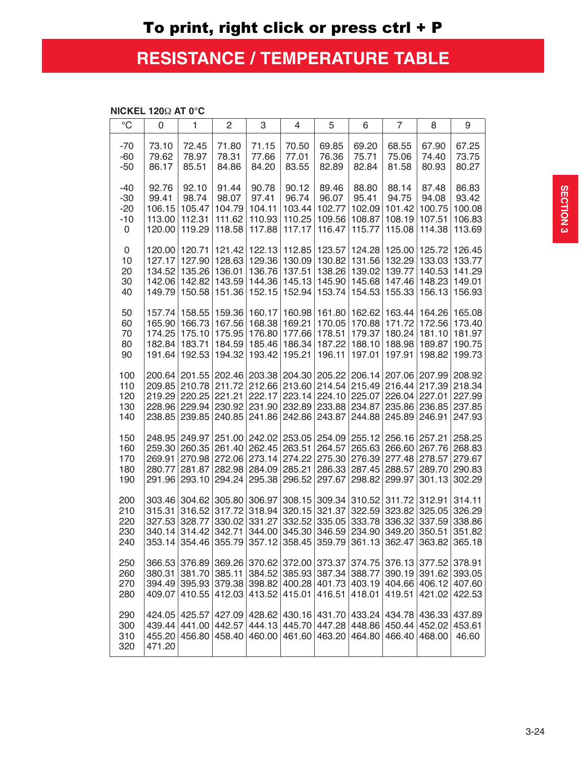# To print, right click or press ctrl + P

## RESISTANCE / TEMPERATURE TABLE

SECTION 3

**NICKEL 120Ω AT 0°C**

| °C | 0 | 1 | 2 | 3 | 4 | 5 | 6 | 7 | 8 | 9 |
|---|---|---|---|---|---|---|---|---|---|---|
| -70 | 73.10 | 72.45 | 71.80 | 71.15 | 70.50 | 69.85 | 69.20 | 68.55 | 67.90 | 67.25 |
| -60 | 79.62 | 78.97 | 78.31 | 77.66 | 77.01 | 76.36 | 75.71 | 75.06 | 74.40 | 73.75 |
| -50 | 86.17 | 85.51 | 84.86 | 84.20 | 83.55 | 82.89 | 82.84 | 81.58 | 80.93 | 80.27 |
| -40 | 92.76 | 92.10 | 91.44 | 90.78 | 90.12 | 89.46 | 88.80 | 88.14 | 87.48 | 86.83 |
| -30 | 99.41 | 98.74 | 98.07 | 97.41 | 96.74 | 96.07 | 95.41 | 94.75 | 94.08 | 93.42 |
| -20 | 106.15 | 105.47 | 104.79 | 104.11 | 103.44 | 102.77 | 102.09 | 101.42 | 100.75 | 100.08 |
| -10 | 113.00 | 112.31 | 111.62 | 110.93 | 110.25 | 109.56 | 108.87 | 108.19 | 107.51 | 106.83 |
| 0 | 120.00 | 119.29 | 118.58 | 117.88 | 117.17 | 116.47 | 115.77 | 115.08 | 114.38 | 113.69 |
| 0 | 120.00 | 120.71 | 121.42 | 122.13 | 112.85 | 123.57 | 124.28 | 125.00 | 125.72 | 126.45 |
| 10 | 127.17 | 127.90 | 128.63 | 129.36 | 130.09 | 130.82 | 131.56 | 132.29 | 133.03 | 133.77 |
| 20 | 134.52 | 135.26 | 136.01 | 136.76 | 137.51 | 138.26 | 139.02 | 139.77 | 140.53 | 141.29 |
| 30 | 142.06 | 142.82 | 143.59 | 144.36 | 145.13 | 145.90 | 145.68 | 147.46 | 148.23 | 149.01 |
| 40 | 149.79 | 150.58 | 151.36 | 152.15 | 152.94 | 153.74 | 154.53 | 155.33 | 156.13 | 156.93 |
| 50 | 157.74 | 158.55 | 159.36 | 160.17 | 160.98 | 161.80 | 162.62 | 163.44 | 164.26 | 165.08 |
| 60 | 165.90 | 166.73 | 167.56 | 168.38 | 169.21 | 170.05 | 170.88 | 171.72 | 172.56 | 173.40 |
| 70 | 174.25 | 175.10 | 175.95 | 176.80 | 177.66 | 178.51 | 179.37 | 180.24 | 181.10 | 181.97 |
| 80 | 182.84 | 183.71 | 184.59 | 185.46 | 186.34 | 187.22 | 188.10 | 188.98 | 189.87 | 190.75 |
| 90 | 191.64 | 192.53 | 194.32 | 193.42 | 195.21 | 196.11 | 197.01 | 197.91 | 198.82 | 199.73 |
| 100 | 200.64 | 201.55 | 202.46 | 203.38 | 204.30 | 205.22 | 206.14 | 207.06 | 207.99 | 208.92 |
| 110 | 209.85 | 210.78 | 211.72 | 212.66 | 213.60 | 214.54 | 215.49 | 216.44 | 217.39 | 218.34 |
| 120 | 219.29 | 220.25 | 221.21 | 222.17 | 223.14 | 224.10 | 225.07 | 226.04 | 227.01 | 227.99 |
| 130 | 228.96 | 229.94 | 230.92 | 231.90 | 232.89 | 233.88 | 234.87 | 235.86 | 236.85 | 237.85 |
| 140 | 238.85 | 239.85 | 240.85 | 241.86 | 242.86 | 243.87 | 244.88 | 245.89 | 246.91 | 247.93 |
| 150 | 248.95 | 249.97 | 251.00 | 242.02 | 253.05 | 254.09 | 255.12 | 256.16 | 257.21 | 258.25 |
| 160 | 259.30 | 260.35 | 261.40 | 262.45 | 263.51 | 264.57 | 265.63 | 266.60 | 267.76 | 268.83 |
| 170 | 269.91 | 270.98 | 272.06 | 273.14 | 274.22 | 275.30 | 276.39 | 277.48 | 278.57 | 279.67 |
| 180 | 280.77 | 281.87 | 282.98 | 284.09 | 285.21 | 286.33 | 287.45 | 288.57 | 289.70 | 290.83 |
| 190 | 291.96 | 293.10 | 294.24 | 295.38 | 296.52 | 297.67 | 298.82 | 299.97 | 301.13 | 302.29 |
| 200 | 303.46 | 304.62 | 305.80 | 306.97 | 308.15 | 309.34 | 310.52 | 311.72 | 312.91 | 314.11 |
| 210 | 315.31 | 316.52 | 317.72 | 318.94 | 320.15 | 321.37 | 322.59 | 323.82 | 325.05 | 326.29 |
| 220 | 327.53 | 328.77 | 330.02 | 331.27 | 332.52 | 335.05 | 333.78 | 336.32 | 337.59 | 338.86 |
| 230 | 340.14 | 314.42 | 342.71 | 344.00 | 345.30 | 346.59 | 234.90 | 349.20 | 350.51 | 351.82 |
| 240 | 353.14 | 354.46 | 355.79 | 357.12 | 358.45 | 359.79 | 361.13 | 362.47 | 363.82 | 365.18 |
| 250 | 366.53 | 376.89 | 369.26 | 370.62 | 372.00 | 373.37 | 374.75 | 376.13 | 377.52 | 378.91 |
| 260 | 380.31 | 381.70 | 385.11 | 384.52 | 385.93 | 387.34 | 388.77 | 390.19 | 391.62 | 393.05 |
| 270 | 394.49 | 395.93 | 379.38 | 398.82 | 400.28 | 401.73 | 403.19 | 404.66 | 406.12 | 407.60 |
| 280 | 409.07 | 410.55 | 412.03 | 413.52 | 415.01 | 416.51 | 418.01 | 419.51 | 421.02 | 422.53 |
| 290 | 424.05 | 425.57 | 427.09 | 428.62 | 430.16 | 431.70 | 433.24 | 434.78 | 436.33 | 437.89 |
| 300 | 439.44 | 441.00 | 442.57 | 444.13 | 445.70 | 447.28 | 448.86 | 450.44 | 452.02 | 453.61 |
| 310 | 455.20 | 456.80 | 458.40 | 460.00 | 461.60 | 463.20 | 464.80 | 466.40 | 468.00 | 46.60 |
| 320 | 471.20 | | | | | | | | | |